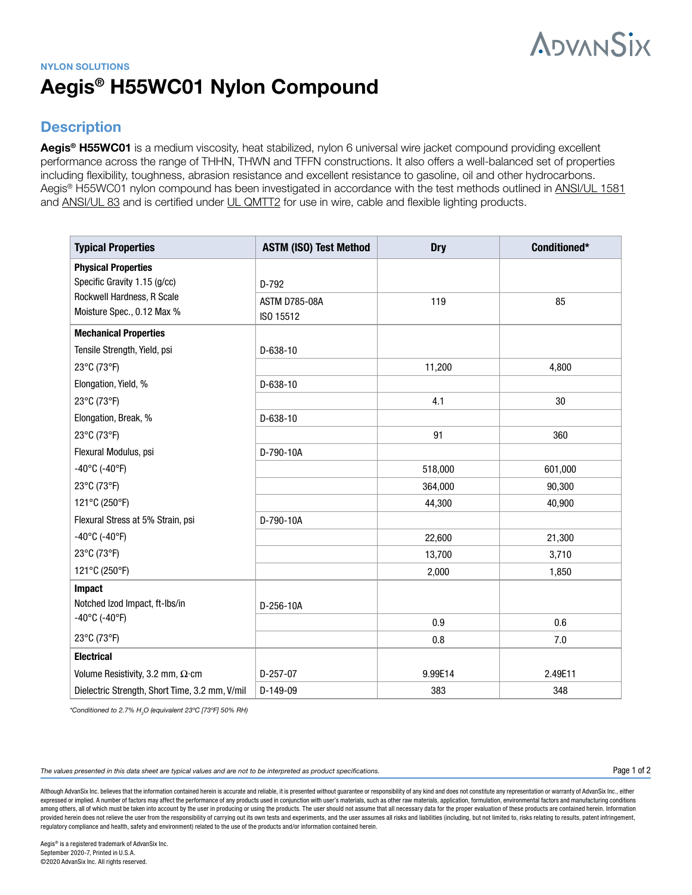NYLON SOLUTIONS

# Aegis® H55WC01 Nylon Compound

## Description

**Aegis® H55WC01** is a medium viscosity, heat stabilized, nylon 6 universal wire jacket compound providing excellent performance across the range of THHN, THWN and TFFN constructions. It also offers a well-balanced set of properties including flexibility, toughness, abrasion resistance and excellent resistance to gasoline, oil and other hydrocarbons. Aegis® H55WC01 nylon compound has been investigated in accordance with the test methods outlined in ANSI/UL 1581 and ANSI/UL 83 and is certified under UL QMTT2 for use in wire, cable and flexible lighting products.

| Typical Properties | ASTM (ISO) Test Method | Dry | Conditioned* |
|---|---|---|---|
| **Physical Properties** | | | |
| Specific Gravity 1.15 (g/cc) | D-792 | | |
| Rockwell Hardness, R Scale | ASTM D785-08A | 119 | 85 |
| Moisture Spec., 0.12 Max % | ISO 15512 | | |
| **Mechanical Properties** | | | |
| Tensile Strength, Yield, psi | D-638-10 | | |
| 23°C (73°F) | | 11,200 | 4,800 |
| Elongation, Yield, % | D-638-10 | | |
| 23°C (73°F) | | 4.1 | 30 |
| Elongation, Break, % | D-638-10 | | |
| 23°C (73°F) | | 91 | 360 |
| Flexural Modulus, psi | D-790-10A | | |
| -40°C (-40°F) | | 518,000 | 601,000 |
| 23°C (73°F) | | 364,000 | 90,300 |
| 121°C (250°F) | | 44,300 | 40,900 |
| Flexural Stress at 5% Strain, psi | D-790-10A | | |
| -40°C (-40°F) | | 22,600 | 21,300 |
| 23°C (73°F) | | 13,700 | 3,710 |
| 121°C (250°F) | | 2,000 | 1,850 |
| **Impact** | | | |
| Notched Izod Impact, ft-lbs/in | D-256-10A | | |
| -40°C (-40°F) | | 0.9 | 0.6 |
| 23°C (73°F) | | 0.8 | 7.0 |
| **Electrical** | | | |
| Volume Resistivity, 3.2 mm, Ω·cm | D-257-07 | 9.99E14 | 2.49E11 |
| Dielectric Strength, Short Time, 3.2 mm, V/mil | D-149-09 | 383 | 348 |

*\*Conditioned to 2.7% $H_2O$ (equivalent 23°C [73°F] 50% RH)*

*The values presented in this data sheet are typical values and are not to be interpreted as product specifications.*

Although AdvanSix Inc. believes that the information contained herein is accurate and reliable, it is presented without guarantee or responsibility of any kind and does not constitute any representation or warranty of AdvanSix Inc., either expressed or implied. A number of factors may affect the performance of any products used in conjunction with user's materials, such as other raw materials, application, formulation, environmental factors and manufacturing conditions among others, all of which must be taken into account by the user in producing or using the products. The user should not assume that all necessary data for the proper evaluation of these products are contained herein. Information provided herein does not relieve the user from the responsibility of carrying out its own tests and experiments, and the user assumes all risks and liabilities (including, but not limited to, risks relating to results, patent infringement, regulatory compliance and health, safety and environment) related to the use of the products and/or information contained herein.

Aegis® is a registered trademark of AdvanSix Inc.
September 2020-7, Printed in U.S.A.
©2020 AdvanSix Inc. All rights reserved.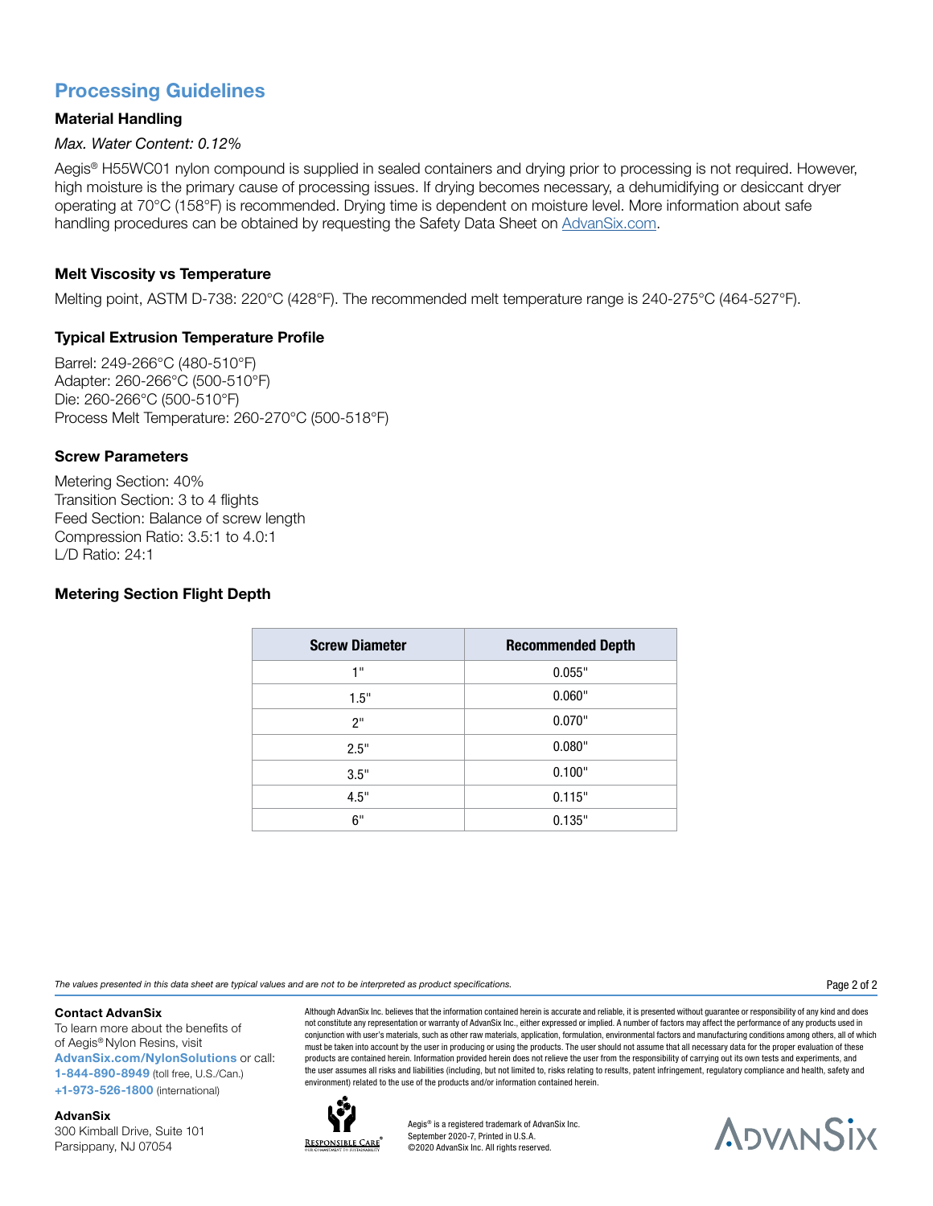## Processing Guidelines

### Material Handling

*Max. Water Content: 0.12%*

Aegis® H55WC01 nylon compound is supplied in sealed containers and drying prior to processing is not required. However, high moisture is the primary cause of processing issues. If drying becomes necessary, a dehumidifying or desiccant dryer operating at 70°C (158°F) is recommended. Drying time is dependent on moisture level. More information about safe handling procedures can be obtained by requesting the Safety Data Sheet on AdvanSix.com.

### Melt Viscosity vs Temperature

Melting point, ASTM D-738: 220°C (428°F). The recommended melt temperature range is 240-275°C (464-527°F).

### Typical Extrusion Temperature Profile

Barrel: 249-266°C (480-510°F)
Adapter: 260-266°C (500-510°F)
Die: 260-266°C (500-510°F)
Process Melt Temperature: 260-270°C (500-518°F)

### Screw Parameters

Metering Section: 40%
Transition Section: 3 to 4 flights
Feed Section: Balance of screw length
Compression Ratio: 3.5:1 to 4.0:1
L/D Ratio: 24:1

### Metering Section Flight Depth

| Screw Diameter | Recommended Depth |
|---|---|
| 1" | 0.055" |
| 1.5" | 0.060" |
| 2" | 0.070" |
| 2.5" | 0.080" |
| 3.5" | 0.100" |
| 4.5" | 0.115" |
| 6" | 0.135" |

*The values presented in this data sheet are typical values and are not to be interpreted as product specifications.*

**Contact AdvanSix**
To learn more about the benefits of of Aegis® Nylon Resins, visit **AdvanSix.com/NylonSolutions** or call: **1-844-890-8949** (toll free, U.S./Can.) **+1-973-526-1800** (international)

**AdvanSix**
300 Kimball Drive, Suite 101
Parsippany, NJ 07054

Although AdvanSix Inc. believes that the information contained herein is accurate and reliable, it is presented without guarantee or responsibility of any kind and does not constitute any representation or warranty of AdvanSix Inc., either expressed or implied. A number of factors may affect the performance of any products used in conjunction with user's materials, such as other raw materials, application, formulation, environmental factors and manufacturing conditions among others, all of which must be taken into account by the user in producing or using the products. The user should not assume that all necessary data for the proper evaluation of these products are contained herein. Information provided herein does not relieve the user from the responsibility of carrying out its own tests and experiments, and the user assumes all risks and liabilities (including, but not limited to, risks relating to results, patent infringement, regulatory compliance and health, safety and environment) related to the use of the products and/or information contained herein.

Aegis® is a registered trademark of AdvanSix Inc.
September 2020-7, Printed in U.S.A.
©2020 AdvanSix Inc. All rights reserved.